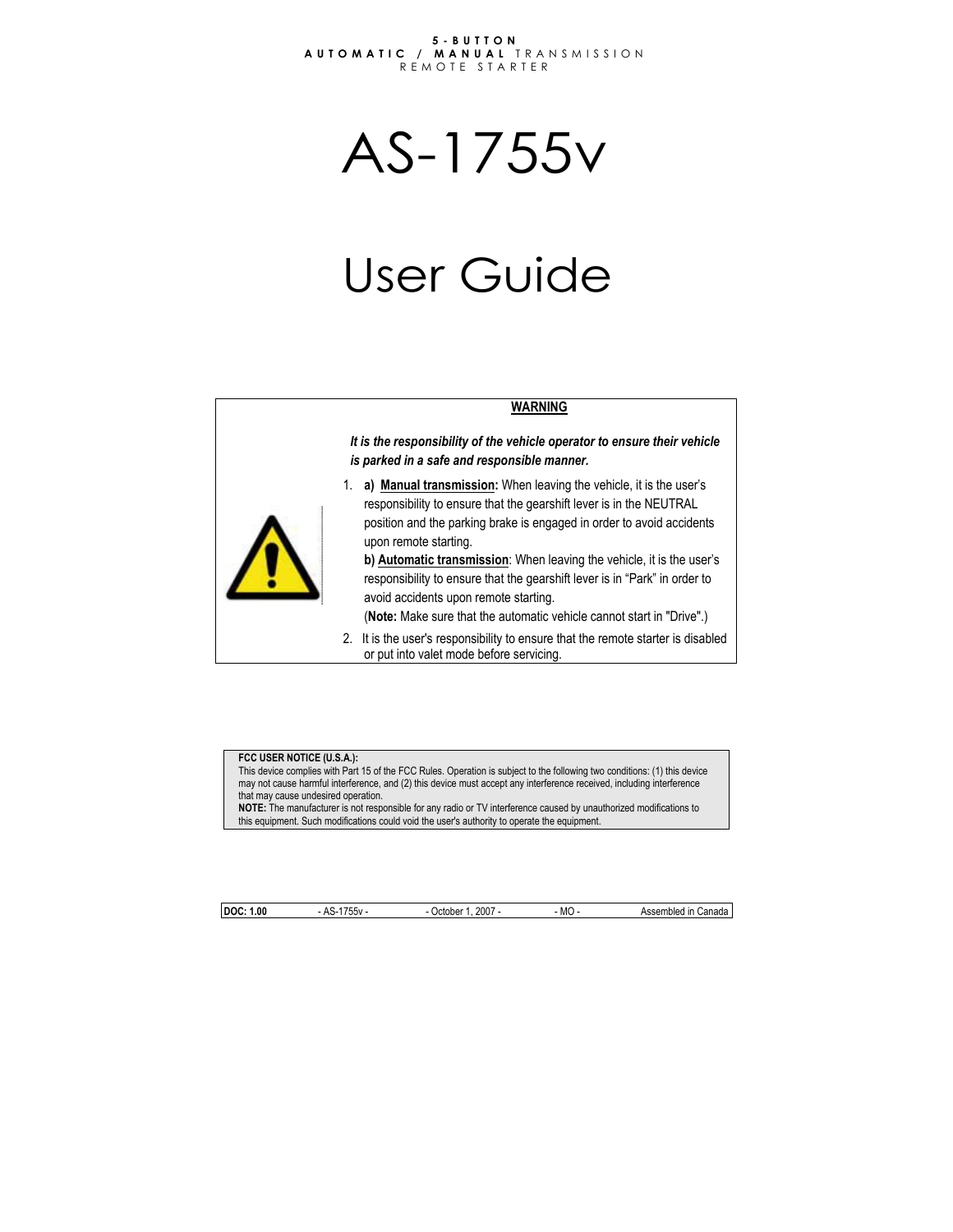**5-BUTTON**
**AUTOMATIC / MANUAL** TRANSMISSION
REMOTE STARTER

# AS-1755v

# User Guide

**WARNING**

***It is the responsibility of the vehicle operator to ensure their vehicle is parked in a safe and responsible manner.***

1. **a) Manual transmission:** When leaving the vehicle, it is the user's responsibility to ensure that the gearshift lever is in the NEUTRAL position and the parking brake is engaged in order to avoid accidents upon remote starting.
   **b) Automatic transmission**: When leaving the vehicle, it is the user's responsibility to ensure that the gearshift lever is in "Park" in order to avoid accidents upon remote starting.
   (**Note:** Make sure that the automatic vehicle cannot start in "Drive".)
2. It is the user's responsibility to ensure that the remote starter is disabled or put into valet mode before servicing.

**FCC USER NOTICE (U.S.A.):**
This device complies with Part 15 of the FCC Rules. Operation is subject to the following two conditions: (1) this device may not cause harmful interference, and (2) this device must accept any interference received, including interference that may cause undesired operation.
**NOTE:** The manufacturer is not responsible for any radio or TV interference caused by unauthorized modifications to this equipment. Such modifications could void the user's authority to operate the equipment.

| **DOC: 1.00** | - AS-1755v - | - October 1, 2007 - | - MO - | Assembled in Canada |
|---|---|---|---|---|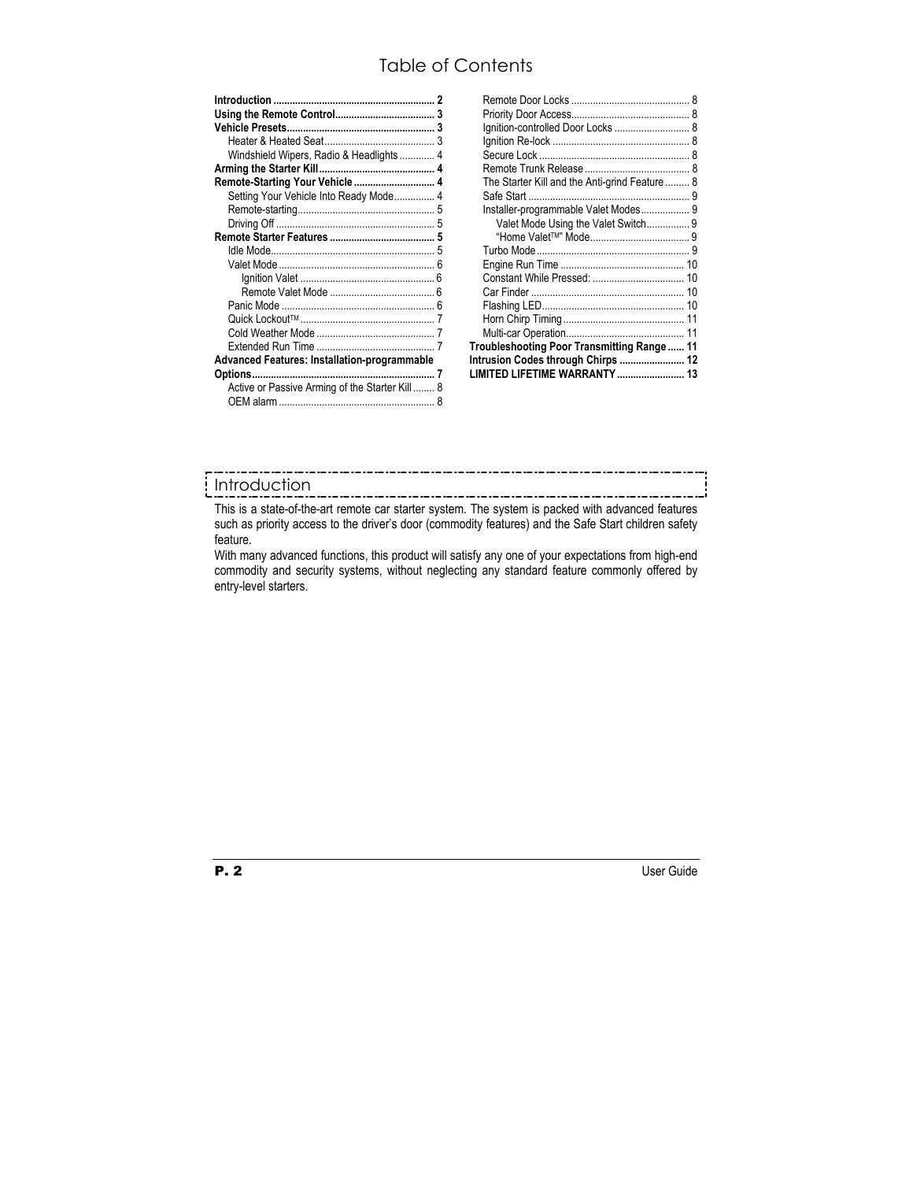# Table of Contents

- **Introduction** ........ 2
- **Using the Remote Control** ........ 3
- **Vehicle Presets** ........ 3
  - Heater & Heated Seat ........ 3
  - Windshield Wipers, Radio & Headlights ........ 4
- **Arming the Starter Kill** ........ 4
- **Remote-Starting Your Vehicle** ........ 4
  - Setting Your Vehicle Into Ready Mode ........ 4
  - Remote-starting ........ 5
  - Driving Off ........ 5
- **Remote Starter Features** ........ 5
  - Idle Mode ........ 5
  - Valet Mode ........ 6
    - Ignition Valet ........ 6
    - Remote Valet Mode ........ 6
  - Panic Mode ........ 6
  - Quick Lockout™ ........ 7
  - Cold Weather Mode ........ 7
  - Extended Run Time ........ 7
- **Advanced Features: Installation-programmable Options** ........ 7
  - Active or Passive Arming of the Starter Kill ........ 8
  - OEM alarm ........ 8
  - Remote Door Locks ........ 8
  - Priority Door Access ........ 8
  - Ignition-controlled Door Locks ........ 8
  - Ignition Re-lock ........ 8
  - Secure Lock ........ 8
  - Remote Trunk Release ........ 8
  - The Starter Kill and the Anti-grind Feature ........ 8
  - Safe Start ........ 9
  - Installer-programmable Valet Modes ........ 9
    - Valet Mode Using the Valet Switch ........ 9
    - "Home Valet™" Mode ........ 9
  - Turbo Mode ........ 9
  - Engine Run Time ........ 10
  - Constant While Pressed: ........ 10
  - Car Finder ........ 10
  - Flashing LED ........ 10
  - Horn Chirp Timing ........ 11
  - Multi-car Operation ........ 11
- **Troubleshooting Poor Transmitting Range** ........ 11
- **Intrusion Codes through Chirps** ........ 12
- **LIMITED LIFETIME WARRANTY** ........ 13

## Introduction

This is a state-of-the-art remote car starter system. The system is packed with advanced features such as priority access to the driver's door (commodity features) and the Safe Start children safety feature.

With many advanced functions, this product will satisfy any one of your expectations from high-end commodity and security systems, without neglecting any standard feature commonly offered by entry-level starters.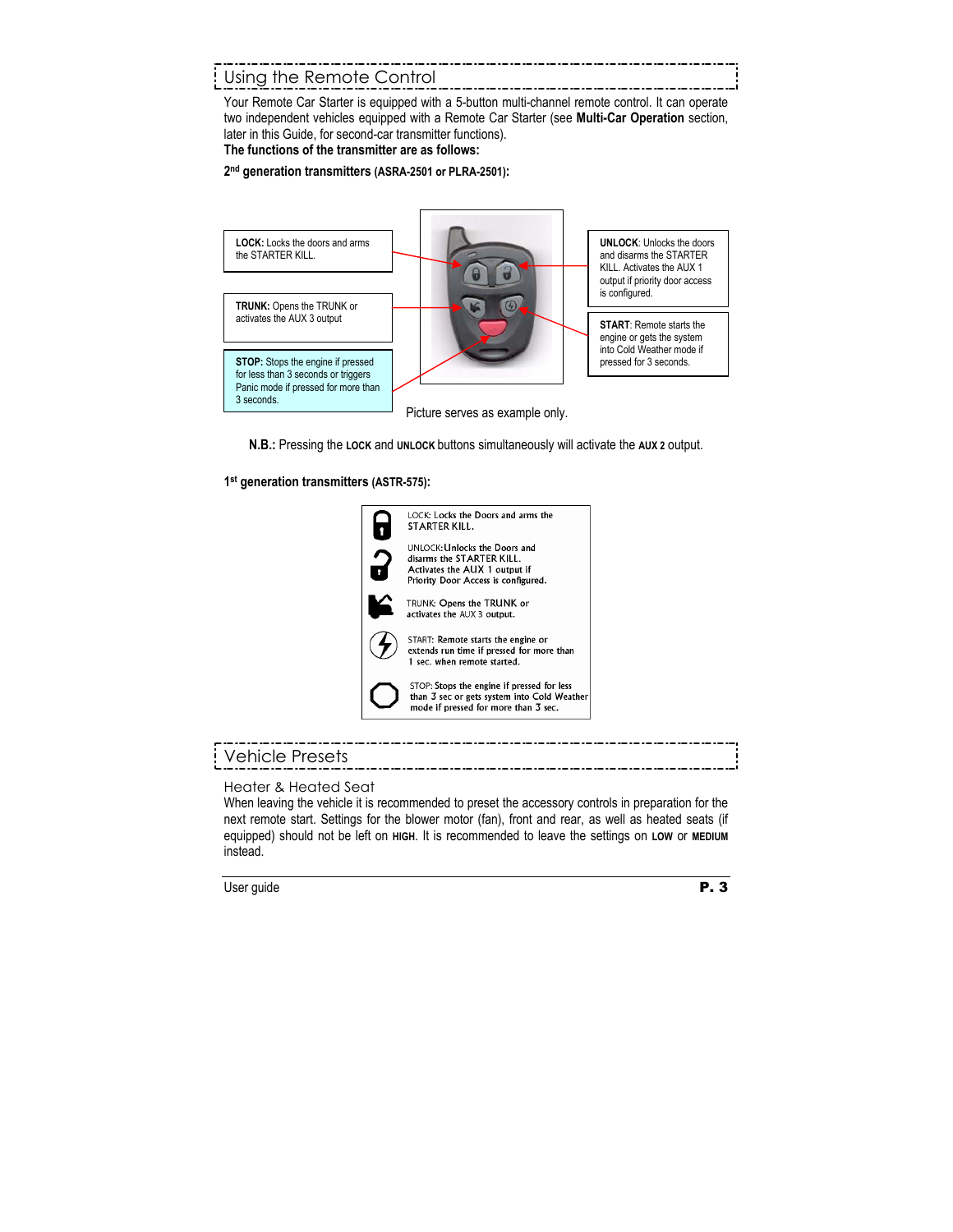## Using the Remote Control

Your Remote Car Starter is equipped with a 5-button multi-channel remote control. It can operate two independent vehicles equipped with a Remote Car Starter (see **Multi-Car Operation** section, later in this Guide, for second-car transmitter functions).

**The functions of the transmitter are as follows:**

**2nd generation transmitters (ASRA-2501 or PLRA-2501):**

**LOCK:** Locks the doors and arms the STARTER KILL.

**TRUNK:** Opens the TRUNK or activates the AUX 3 output

**STOP:** Stops the engine if pressed for less than 3 seconds or triggers Panic mode if pressed for more than 3 seconds.

**UNLOCK**: Unlocks the doors and disarms the STARTER KILL. Activates the AUX 1 output if priority door access is configured.

**START**: Remote starts the engine or gets the system into Cold Weather mode if pressed for 3 seconds.

Picture serves as example only.

**N.B.:** Pressing the **LOCK** and **UNLOCK** buttons simultaneously will activate the **AUX 2** output.

**1st generation transmitters (ASTR-575):**

LOCK: Locks the Doors and arms the STARTER KILL.

UNLOCK: Unlocks the Doors and disarms the STARTER KILL. Activates the AUX 1 output if Priority Door Access is configured.

TRUNK: Opens the TRUNK or activates the AUX 3 output.

START: Remote starts the engine or extends run time if pressed for more than 1 sec. when remote started.

STOP: Stops the engine if pressed for less than 3 sec or gets system into Cold Weather mode if pressed for more than 3 sec.

## Vehicle Presets

### Heater & Heated Seat

When leaving the vehicle it is recommended to preset the accessory controls in preparation for the next remote start. Settings for the blower motor (fan), front and rear, as well as heated seats (if equipped) should not be left on **HIGH**. It is recommended to leave the settings on **LOW** or **MEDIUM** instead.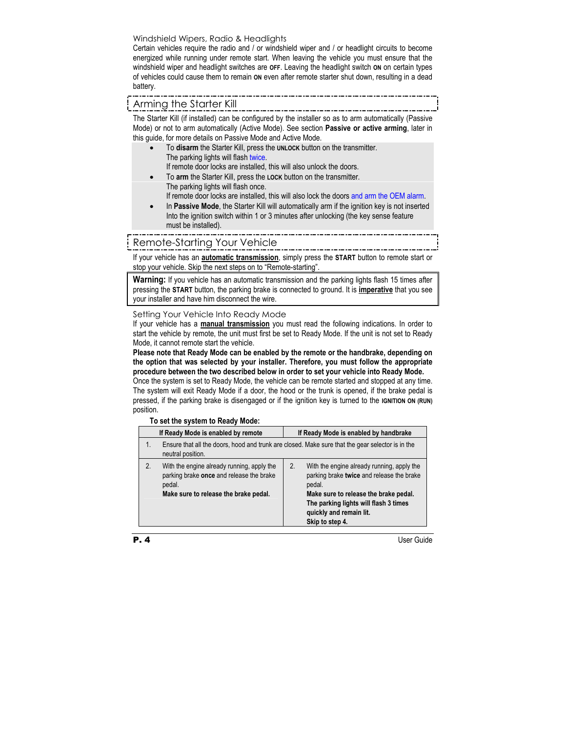### Windshield Wipers, Radio & Headlights

Certain vehicles require the radio and / or windshield wiper and / or headlight circuits to become energized while running under remote start. When leaving the vehicle you must ensure that the windshield wiper and headlight switches are **OFF**. Leaving the headlight switch **ON** on certain types of vehicles could cause them to remain **ON** even after remote starter shut down, resulting in a dead battery.

## Arming the Starter Kill

The Starter Kill (if installed) can be configured by the installer so as to arm automatically (Passive Mode) or not to arm automatically (Active Mode). See section **Passive or active arming**, later in this guide, for more details on Passive Mode and Active Mode.

- To **disarm** the Starter Kill, press the **UNLOCK** button on the transmitter.
  The parking lights will flash twice.
  If remote door locks are installed, this will also unlock the doors.
- To **arm** the Starter Kill, press the **LOCK** button on the transmitter.
  The parking lights will flash once.
  If remote door locks are installed, this will also lock the doors and arm the OEM alarm.
- In **Passive Mode**, the Starter Kill will automatically arm if the ignition key is not inserted Into the ignition switch within 1 or 3 minutes after unlocking (the key sense feature must be installed).

## Remote-Starting Your Vehicle

If your vehicle has an **automatic transmission**, simply press the **START** button to remote start or stop your vehicle. Skip the next steps on to "Remote-starting".

**Warning:** If you vehicle has an automatic transmission and the parking lights flash 15 times after pressing the **START** button, the parking brake is connected to ground. It is **imperative** that you see your installer and have him disconnect the wire.

### Setting Your Vehicle Into Ready Mode

If your vehicle has a **manual transmission** you must read the following indications. In order to start the vehicle by remote, the unit must first be set to Ready Mode. If the unit is not set to Ready Mode, it cannot remote start the vehicle.

**Please note that Ready Mode can be enabled by the remote or the handbrake, depending on the option that was selected by your installer. Therefore, you must follow the appropriate procedure between the two described below in order to set your vehicle into Ready Mode.**

Once the system is set to Ready Mode, the vehicle can be remote started and stopped at any time. The system will exit Ready Mode if a door, the hood or the trunk is opened, if the brake pedal is pressed, if the parking brake is disengaged or if the ignition key is turned to the **IGNITION ON (RUN)** position.

**To set the system to Ready Mode:**

| If Ready Mode is enabled by remote | If Ready Mode is enabled by handbrake |
|---|---|
| 1. Ensure that all the doors, hood and trunk are closed. Make sure that the gear selector is in the neutral position. | |
| 2. With the engine already running, apply the parking brake **once** and release the brake pedal. **Make sure to release the brake pedal.** | 2. With the engine already running, apply the parking brake **twice** and release the brake pedal. **Make sure to release the brake pedal. The parking lights will flash 3 times quickly and remain lit. Skip to step 4.** |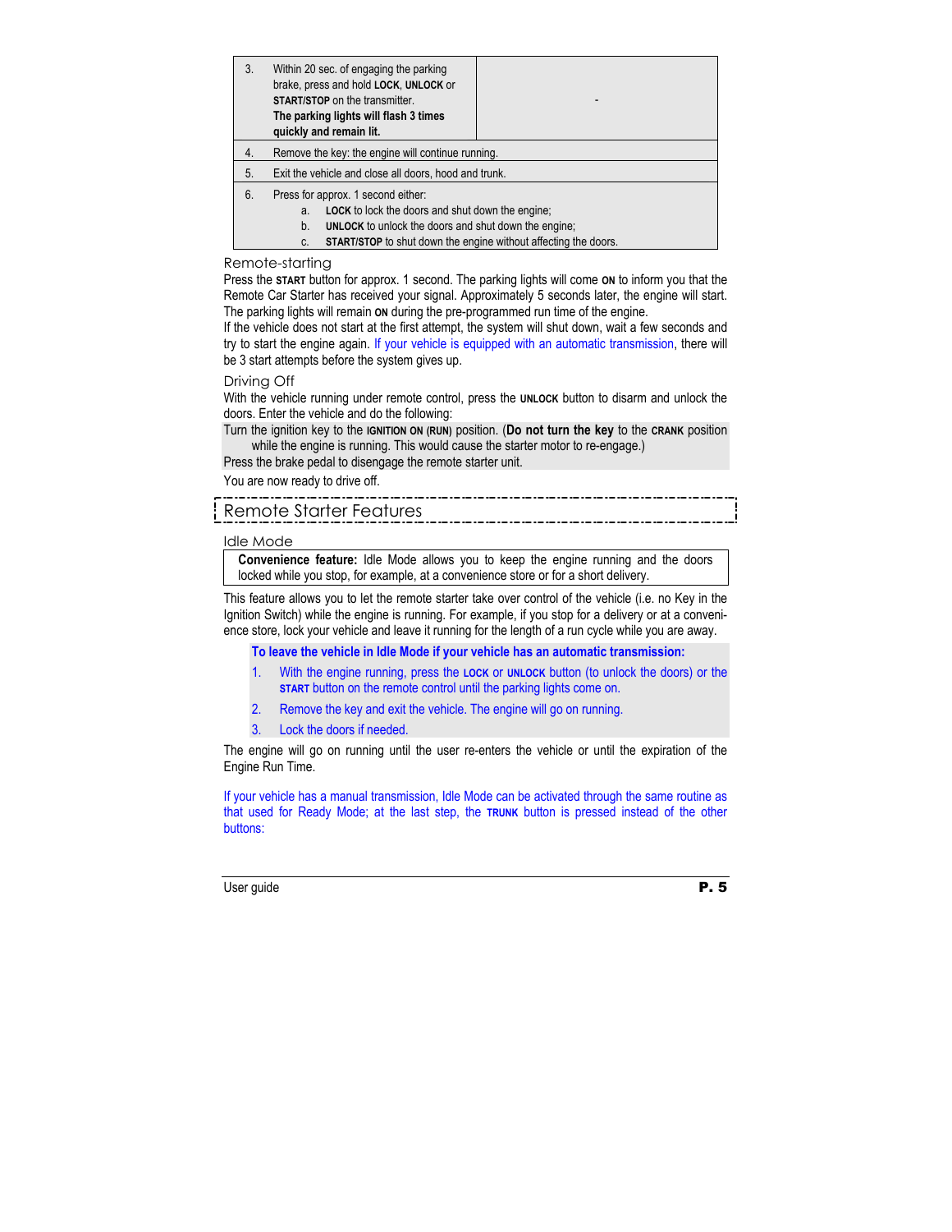| | |
|---|---|
| 3. Within 20 sec. of engaging the parking brake, press and hold **LOCK**, **UNLOCK** or **START/STOP** on the transmitter. **The parking lights will flash 3 times quickly and remain lit.** | - |
| 4. Remove the key: the engine will continue running. | |
| 5. Exit the vehicle and close all doors, hood and trunk. | |
| 6. Press for approx. 1 second either:<br>a. **LOCK** to lock the doors and shut down the engine;<br>b. **UNLOCK** to unlock the doors and shut down the engine;<br>c. **START/STOP** to shut down the engine without affecting the doors. | |

### Remote-starting

Press the **START** button for approx. 1 second. The parking lights will come **ON** to inform you that the Remote Car Starter has received your signal. Approximately 5 seconds later, the engine will start. The parking lights will remain **ON** during the pre-programmed run time of the engine.

If the vehicle does not start at the first attempt, the system will shut down, wait a few seconds and try to start the engine again. If your vehicle is equipped with an automatic transmission, there will be 3 start attempts before the system gives up.

### Driving Off

With the vehicle running under remote control, press the **UNLOCK** button to disarm and unlock the doors. Enter the vehicle and do the following:

Turn the ignition key to the **IGNITION ON (RUN)** position. (**Do not turn the key** to the **CRANK** position while the engine is running. This would cause the starter motor to re-engage.)

Press the brake pedal to disengage the remote starter unit.

You are now ready to drive off.

## Remote Starter Features

### Idle Mode

**Convenience feature:** Idle Mode allows you to keep the engine running and the doors locked while you stop, for example, at a convenience store or for a short delivery.

This feature allows you to let the remote starter take over control of the vehicle (i.e. no Key in the Ignition Switch) while the engine is running. For example, if you stop for a delivery or at a convenience store, lock your vehicle and leave it running for the length of a run cycle while you are away.

**To leave the vehicle in Idle Mode if your vehicle has an automatic transmission:**

1. With the engine running, press the **LOCK** or **UNLOCK** button (to unlock the doors) or the **START** button on the remote control until the parking lights come on.
2. Remove the key and exit the vehicle. The engine will go on running.
3. Lock the doors if needed.

The engine will go on running until the user re-enters the vehicle or until the expiration of the Engine Run Time.

If your vehicle has a manual transmission, Idle Mode can be activated through the same routine as that used for Ready Mode; at the last step, the **TRUNK** button is pressed instead of the other buttons: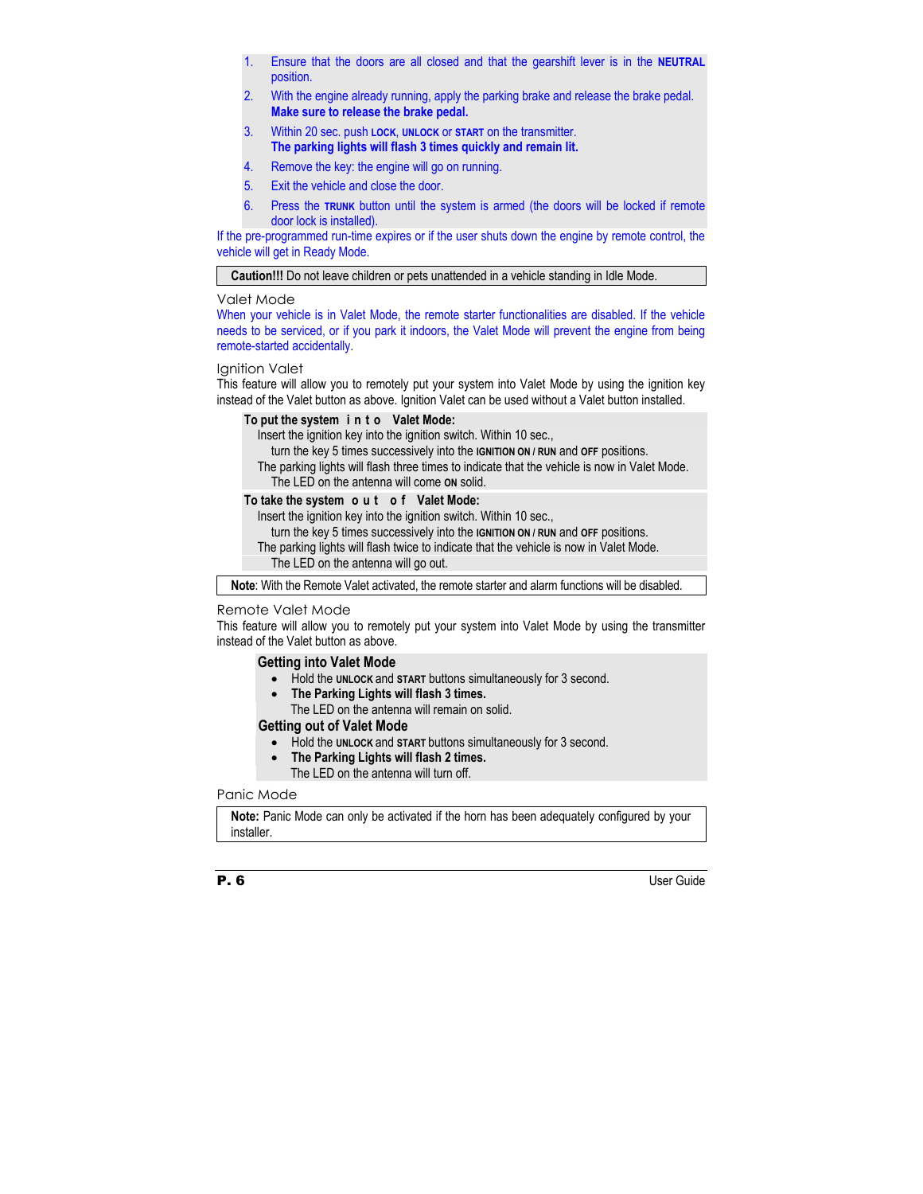1. Ensure that the doors are all closed and that the gearshift lever is in the **NEUTRAL** position.
2. With the engine already running, apply the parking brake and release the brake pedal. **Make sure to release the brake pedal.**
3. Within 20 sec. push **LOCK**, **UNLOCK** or **START** on the transmitter. **The parking lights will flash 3 times quickly and remain lit.**
4. Remove the key: the engine will go on running.
5. Exit the vehicle and close the door.
6. Press the **TRUNK** button until the system is armed (the doors will be locked if remote door lock is installed).

If the pre-programmed run-time expires or if the user shuts down the engine by remote control, the vehicle will get in Ready Mode.

**Caution!!!** Do not leave children or pets unattended in a vehicle standing in Idle Mode.

## Valet Mode

When your vehicle is in Valet Mode, the remote starter functionalities are disabled. If the vehicle needs to be serviced, or if you park it indoors, the Valet Mode will prevent the engine from being remote-started accidentally.

## Ignition Valet

This feature will allow you to remotely put your system into Valet Mode by using the ignition key instead of the Valet button as above. Ignition Valet can be used without a Valet button installed.

**To put the system into Valet Mode:**

Insert the ignition key into the ignition switch. Within 10 sec., turn the key 5 times successively into the **IGNITION ON / RUN** and **OFF** positions.

The parking lights will flash three times to indicate that the vehicle is now in Valet Mode. The LED on the antenna will come **ON** solid.

**To take the system out of Valet Mode:**

Insert the ignition key into the ignition switch. Within 10 sec., turn the key 5 times successively into the **IGNITION ON / RUN** and **OFF** positions.

The parking lights will flash twice to indicate that the vehicle is now in Valet Mode. The LED on the antenna will go out.

**Note**: With the Remote Valet activated, the remote starter and alarm functions will be disabled.

## Remote Valet Mode

This feature will allow you to remotely put your system into Valet Mode by using the transmitter instead of the Valet button as above.

**Getting into Valet Mode**

- Hold the **UNLOCK** and **START** buttons simultaneously for 3 second.
- **The Parking Lights will flash 3 times.** The LED on the antenna will remain on solid.

**Getting out of Valet Mode**

- Hold the **UNLOCK** and **START** buttons simultaneously for 3 second.
- **The Parking Lights will flash 2 times.** The LED on the antenna will turn off.

## Panic Mode

**Note:** Panic Mode can only be activated if the horn has been adequately configured by your installer.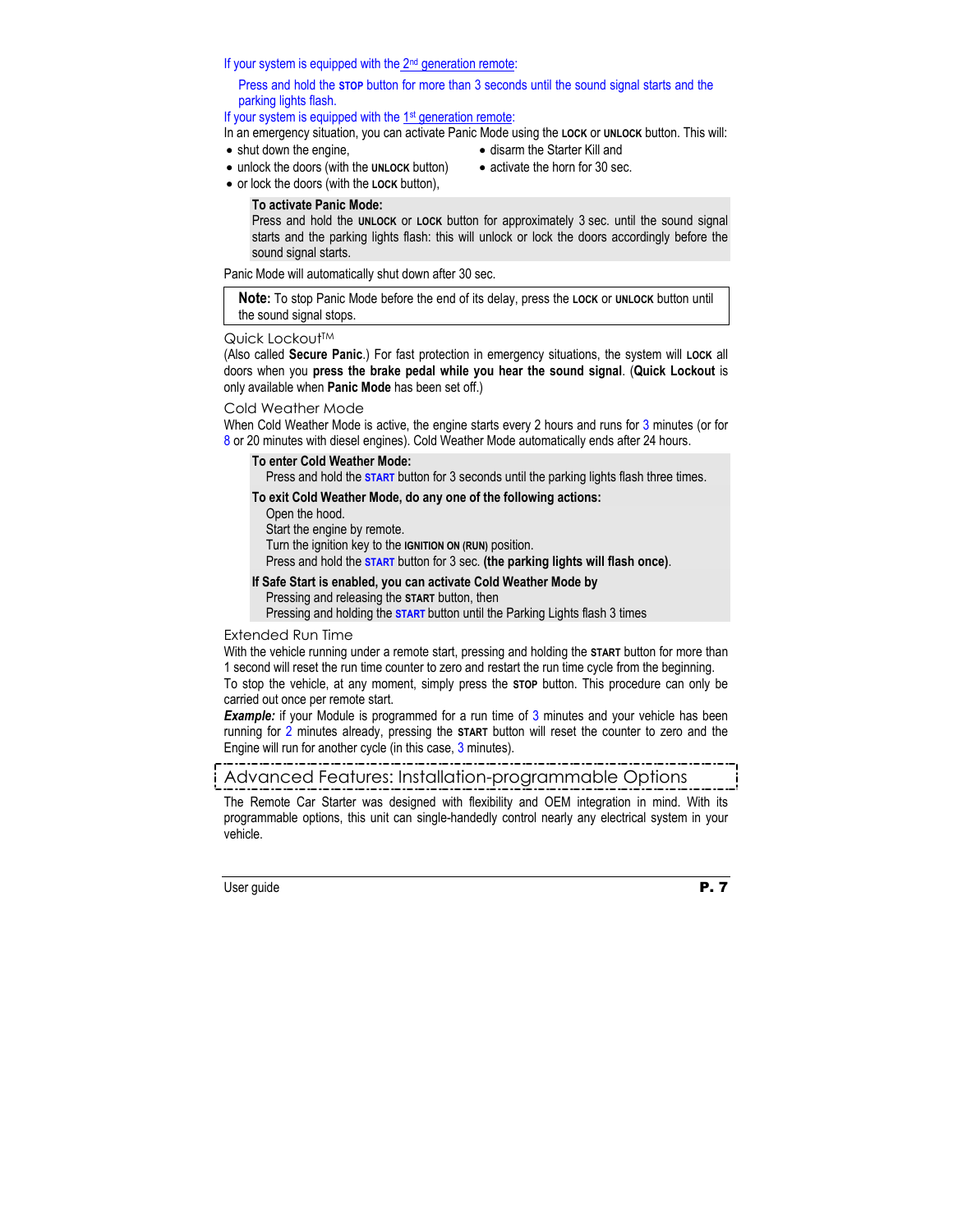If your system is equipped with the 2nd generation remote:

Press and hold the **STOP** button for more than 3 seconds until the sound signal starts and the parking lights flash.

If your system is equipped with the 1st generation remote:

In an emergency situation, you can activate Panic Mode using the **LOCK** or **UNLOCK** button. This will:

- shut down the engine,
- unlock the doors (with the **UNLOCK** button)
- or lock the doors (with the **LOCK** button),
- disarm the Starter Kill and
- activate the horn for 30 sec.

**To activate Panic Mode:**

Press and hold the **UNLOCK** or **LOCK** button for approximately 3 sec. until the sound signal starts and the parking lights flash: this will unlock or lock the doors accordingly before the sound signal starts.

Panic Mode will automatically shut down after 30 sec.

> **Note:** To stop Panic Mode before the end of its delay, press the **LOCK** or **UNLOCK** button until the sound signal stops.

### Quick Lockout™

(Also called **Secure Panic**.) For fast protection in emergency situations, the system will **LOCK** all doors when you **press the brake pedal while you hear the sound signal**. (**Quick Lockout** is only available when **Panic Mode** has been set off.)

### Cold Weather Mode

When Cold Weather Mode is active, the engine starts every 2 hours and runs for 3 minutes (or for 8 or 20 minutes with diesel engines). Cold Weather Mode automatically ends after 24 hours.

**To enter Cold Weather Mode:**

Press and hold the **START** button for 3 seconds until the parking lights flash three times.

**To exit Cold Weather Mode, do any one of the following actions:**

Open the hood.
Start the engine by remote.
Turn the ignition key to the **IGNITION ON (RUN)** position.
Press and hold the **START** button for 3 sec. **(the parking lights will flash once)**.

**If Safe Start is enabled, you can activate Cold Weather Mode by**

Pressing and releasing the **START** button, then
Pressing and holding the **START** button until the Parking Lights flash 3 times

### Extended Run Time

With the vehicle running under a remote start, pressing and holding the **START** button for more than 1 second will reset the run time counter to zero and restart the run time cycle from the beginning.

To stop the vehicle, at any moment, simply press the **STOP** button. This procedure can only be carried out once per remote start.

***Example:*** if your Module is programmed for a run time of 3 minutes and your vehicle has been running for 2 minutes already, pressing the **START** button will reset the counter to zero and the Engine will run for another cycle (in this case, 3 minutes).

## Advanced Features: Installation-programmable Options

The Remote Car Starter was designed with flexibility and OEM integration in mind. With its programmable options, this unit can single-handedly control nearly any electrical system in your vehicle.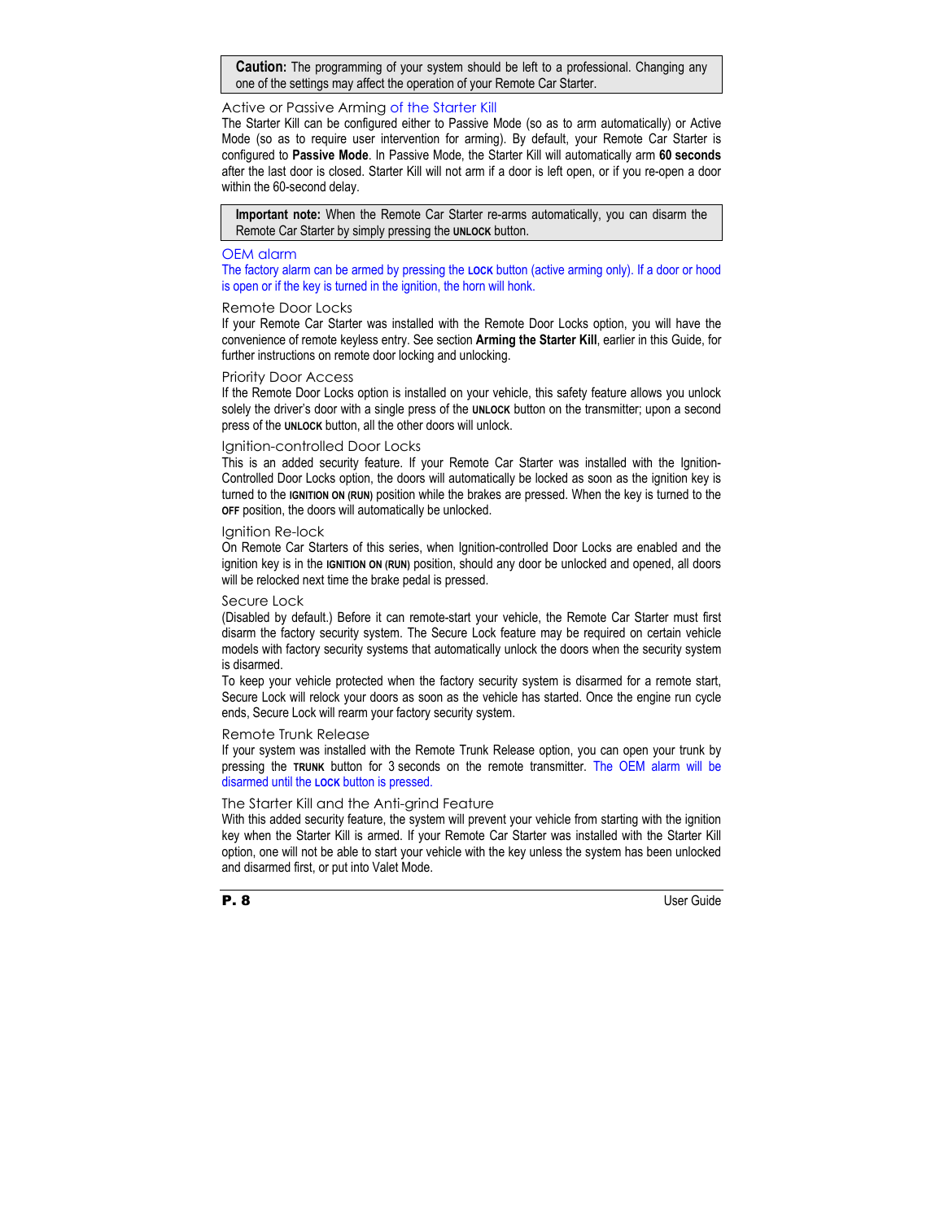> **Caution:** The programming of your system should be left to a professional. Changing any one of the settings may affect the operation of your Remote Car Starter.

### Active or Passive Arming of the Starter Kill

The Starter Kill can be configured either to Passive Mode (so as to arm automatically) or Active Mode (so as to require user intervention for arming). By default, your Remote Car Starter is configured to **Passive Mode**. In Passive Mode, the Starter Kill will automatically arm **60 seconds** after the last door is closed. Starter Kill will not arm if a door is left open, or if you re-open a door within the 60-second delay.

> **Important note:** When the Remote Car Starter re-arms automatically, you can disarm the Remote Car Starter by simply pressing the **UNLOCK** button.

### OEM alarm

The factory alarm can be armed by pressing the **LOCK** button (active arming only). If a door or hood is open or if the key is turned in the ignition, the horn will honk.

### Remote Door Locks

If your Remote Car Starter was installed with the Remote Door Locks option, you will have the convenience of remote keyless entry. See section **Arming the Starter Kill**, earlier in this Guide, for further instructions on remote door locking and unlocking.

### Priority Door Access

If the Remote Door Locks option is installed on your vehicle, this safety feature allows you unlock solely the driver's door with a single press of the **UNLOCK** button on the transmitter; upon a second press of the **UNLOCK** button, all the other doors will unlock.

### Ignition-controlled Door Locks

This is an added security feature. If your Remote Car Starter was installed with the Ignition-Controlled Door Locks option, the doors will automatically be locked as soon as the ignition key is turned to the **IGNITION ON (RUN)** position while the brakes are pressed. When the key is turned to the **OFF** position, the doors will automatically be unlocked.

### Ignition Re-lock

On Remote Car Starters of this series, when Ignition-controlled Door Locks are enabled and the ignition key is in the **IGNITION ON (RUN)** position, should any door be unlocked and opened, all doors will be relocked next time the brake pedal is pressed.

### Secure Lock

(Disabled by default.) Before it can remote-start your vehicle, the Remote Car Starter must first disarm the factory security system. The Secure Lock feature may be required on certain vehicle models with factory security systems that automatically unlock the doors when the security system is disarmed.

To keep your vehicle protected when the factory security system is disarmed for a remote start, Secure Lock will relock your doors as soon as the vehicle has started. Once the engine run cycle ends, Secure Lock will rearm your factory security system.

### Remote Trunk Release

If your system was installed with the Remote Trunk Release option, you can open your trunk by pressing the **TRUNK** button for 3 seconds on the remote transmitter. The OEM alarm will be disarmed until the **LOCK** button is pressed.

### The Starter Kill and the Anti-grind Feature

With this added security feature, the system will prevent your vehicle from starting with the ignition key when the Starter Kill is armed. If your Remote Car Starter was installed with the Starter Kill option, one will not be able to start your vehicle with the key unless the system has been unlocked and disarmed first, or put into Valet Mode.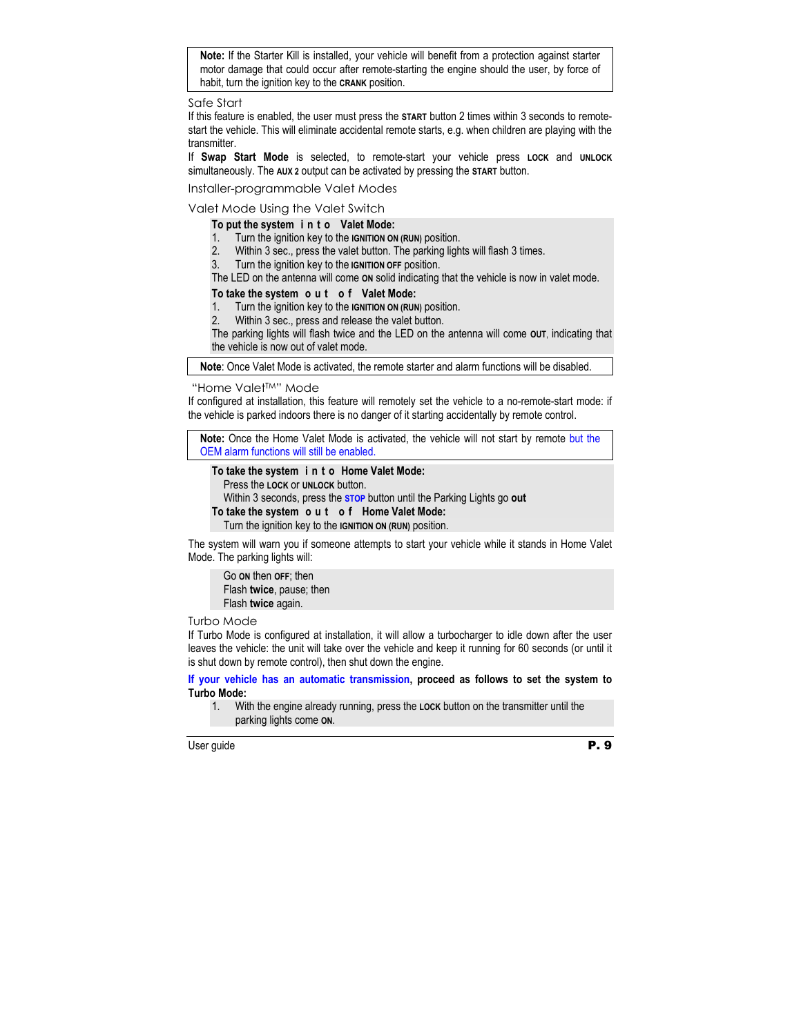> **Note:** If the Starter Kill is installed, your vehicle will benefit from a protection against starter motor damage that could occur after remote-starting the engine should the user, by force of habit, turn the ignition key to the **CRANK** position.

### Safe Start

If this feature is enabled, the user must press the **START** button 2 times within 3 seconds to remote-start the vehicle. This will eliminate accidental remote starts, e.g. when children are playing with the transmitter.

If **Swap Start Mode** is selected, to remote-start your vehicle press **LOCK** and **UNLOCK** simultaneously. The **AUX 2** output can be activated by pressing the **START** button.

### Installer-programmable Valet Modes

### Valet Mode Using the Valet Switch

**To put the system into Valet Mode:**

1. Turn the ignition key to the **IGNITION ON (RUN)** position.
2. Within 3 sec., press the valet button. The parking lights will flash 3 times.
3. Turn the ignition key to the **IGNITION OFF** position.

The LED on the antenna will come **ON** solid indicating that the vehicle is now in valet mode.

**To take the system out of Valet Mode:**

1. Turn the ignition key to the **IGNITION ON (RUN)** position.
2. Within 3 sec., press and release the valet button.

The parking lights will flash twice and the LED on the antenna will come **OUT**, indicating that the vehicle is now out of valet mode.

> **Note**: Once Valet Mode is activated, the remote starter and alarm functions will be disabled.

### "Home Valet™" Mode

If configured at installation, this feature will remotely set the vehicle to a no-remote-start mode: if the vehicle is parked indoors there is no danger of it starting accidentally by remote control.

> **Note:** Once the Home Valet Mode is activated, the vehicle will not start by remote but the OEM alarm functions will still be enabled.

**To take the system into Home Valet Mode:**

Press the **LOCK** or **UNLOCK** button.

Within 3 seconds, press the **STOP** button until the Parking Lights go **out**

**To take the system out of Home Valet Mode:**

Turn the ignition key to the **IGNITION ON (RUN)** position.

The system will warn you if someone attempts to start your vehicle while it stands in Home Valet Mode. The parking lights will:

Go **ON** then **OFF**; then
Flash **twice**, pause; then
Flash **twice** again.

### Turbo Mode

If Turbo Mode is configured at installation, it will allow a turbocharger to idle down after the user leaves the vehicle: the unit will take over the vehicle and keep it running for 60 seconds (or until it is shut down by remote control), then shut down the engine.

**If your vehicle has an automatic transmission, proceed as follows to set the system to Turbo Mode:**

1. With the engine already running, press the **LOCK** button on the transmitter until the parking lights come **ON**.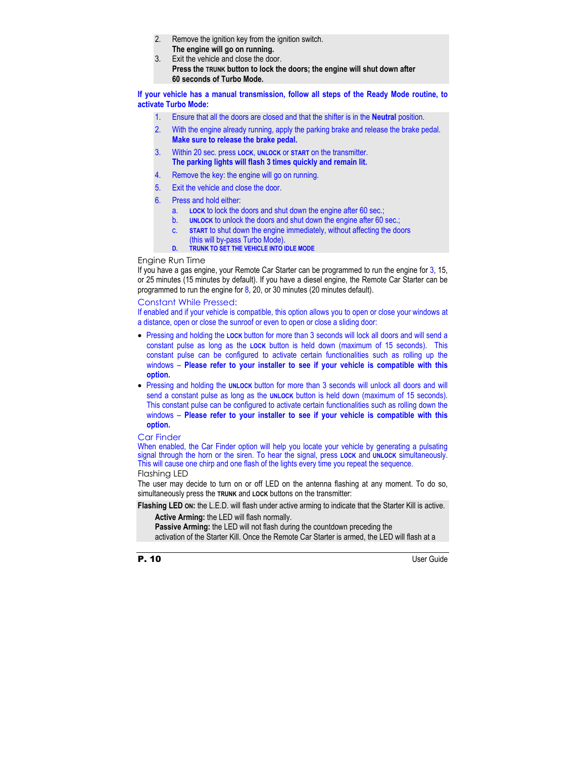2. Remove the ignition key from the ignition switch.
   **The engine will go on running.**
3. Exit the vehicle and close the door.
   **Press the TRUNK button to lock the doors; the engine will shut down after 60 seconds of Turbo Mode.**

**If your vehicle has a manual transmission, follow all steps of the Ready Mode routine, to activate Turbo Mode:**

1. Ensure that all the doors are closed and that the shifter is in the **Neutral** position.
2. With the engine already running, apply the parking brake and release the brake pedal. **Make sure to release the brake pedal.**
3. Within 20 sec. press **LOCK**, **UNLOCK** or **START** on the transmitter.
   **The parking lights will flash 3 times quickly and remain lit.**
4. Remove the key: the engine will go on running.
5. Exit the vehicle and close the door.
6. Press and hold either:
   a. **LOCK** to lock the doors and shut down the engine after 60 sec.;
   b. **UNLOCK** to unlock the doors and shut down the engine after 60 sec.;
   c. **START** to shut down the engine immediately, without affecting the doors (this will by-pass Turbo Mode).
   d. **TRUNK TO SET THE VEHICLE INTO IDLE MODE**

## Engine Run Time

If you have a gas engine, your Remote Car Starter can be programmed to run the engine for 3, 15, or 25 minutes (15 minutes by default). If you have a diesel engine, the Remote Car Starter can be programmed to run the engine for 8, 20, or 30 minutes (20 minutes default).

## Constant While Pressed:

If enabled and if your vehicle is compatible, this option allows you to open or close your windows at a distance, open or close the sunroof or even to open or close a sliding door:

- Pressing and holding the **LOCK** button for more than 3 seconds will lock all doors and will send a constant pulse as long as the **LOCK** button is held down (maximum of 15 seconds). This constant pulse can be configured to activate certain functionalities such as rolling up the windows – **Please refer to your installer to see if your vehicle is compatible with this option.**
- Pressing and holding the **UNLOCK** button for more than 3 seconds will unlock all doors and will send a constant pulse as long as the **UNLOCK** button is held down (maximum of 15 seconds). This constant pulse can be configured to activate certain functionalities such as rolling down the windows – **Please refer to your installer to see if your vehicle is compatible with this option.**

## Car Finder

When enabled, the Car Finder option will help you locate your vehicle by generating a pulsating signal through the horn or the siren. To hear the signal, press **LOCK** and **UNLOCK** simultaneously. This will cause one chirp and one flash of the lights every time you repeat the sequence.

## Flashing LED

The user may decide to turn on or off LED on the antenna flashing at any moment. To do so, simultaneously press the **TRUNK** and **LOCK** buttons on the transmitter:

**Flashing LED ON:** the L.E.D. will flash under active arming to indicate that the Starter Kill is active.

**Active Arming:** the LED will flash normally.
**Passive Arming:** the LED will not flash during the countdown preceding the activation of the Starter Kill. Once the Remote Car Starter is armed, the LED will flash at a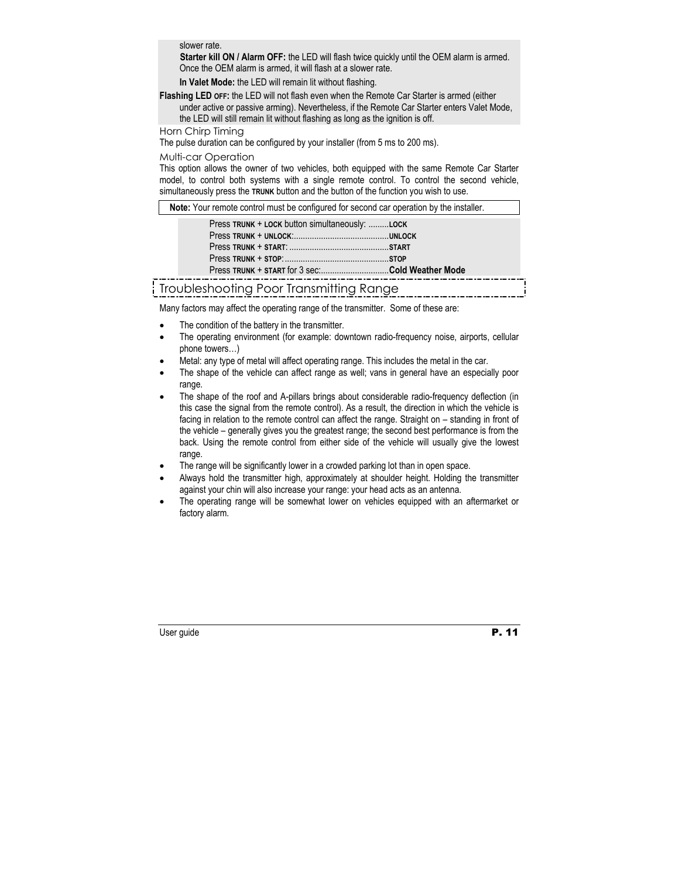slower rate.

**Starter kill ON / Alarm OFF:** the LED will flash twice quickly until the OEM alarm is armed. Once the OEM alarm is armed, it will flash at a slower rate.

**In Valet Mode:** the LED will remain lit without flashing.

**Flashing LED OFF:** the LED will not flash even when the Remote Car Starter is armed (either under active or passive arming). Nevertheless, if the Remote Car Starter enters Valet Mode, the LED will still remain lit without flashing as long as the ignition is off.

### Horn Chirp Timing

The pulse duration can be configured by your installer (from 5 ms to 200 ms).

### Multi-car Operation

This option allows the owner of two vehicles, both equipped with the same Remote Car Starter model, to control both systems with a single remote control. To control the second vehicle, simultaneously press the **TRUNK** button and the button of the function you wish to use.

**Note:** Your remote control must be configured for second car operation by the installer.

Press **TRUNK** + **LOCK** button simultaneously: .........**LOCK**
Press **TRUNK** + **UNLOCK**:..........................................**UNLOCK**
Press **TRUNK** + **START**: ............................................**START**
Press **TRUNK** + **STOP**: ..............................................**STOP**
Press **TRUNK** + **START** for 3 sec:..............................**Cold Weather Mode**

## Troubleshooting Poor Transmitting Range

Many factors may affect the operating range of the transmitter. Some of these are:

- The condition of the battery in the transmitter.
- The operating environment (for example: downtown radio-frequency noise, airports, cellular phone towers…)
- Metal: any type of metal will affect operating range. This includes the metal in the car.
- The shape of the vehicle can affect range as well; vans in general have an especially poor range.
- The shape of the roof and A-pillars brings about considerable radio-frequency deflection (in this case the signal from the remote control). As a result, the direction in which the vehicle is facing in relation to the remote control can affect the range. Straight on – standing in front of the vehicle – generally gives you the greatest range; the second best performance is from the back. Using the remote control from either side of the vehicle will usually give the lowest range.
- The range will be significantly lower in a crowded parking lot than in open space.
- Always hold the transmitter high, approximately at shoulder height. Holding the transmitter against your chin will also increase your range: your head acts as an antenna.
- The operating range will be somewhat lower on vehicles equipped with an aftermarket or factory alarm.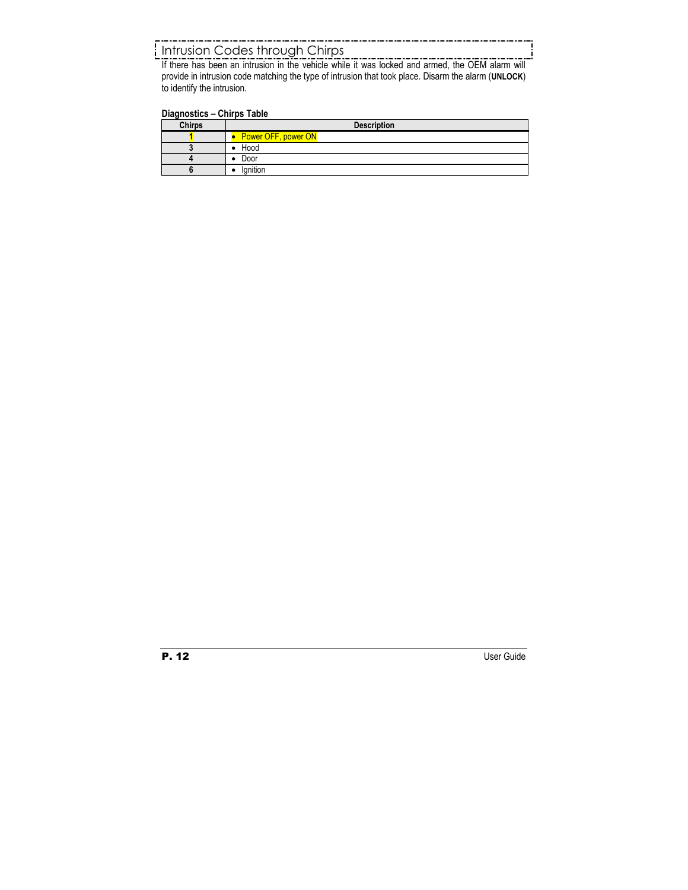## Intrusion Codes through Chirps

If there has been an intrusion in the vehicle while it was locked and armed, the OEM alarm will provide in intrusion code matching the type of intrusion that took place. Disarm the alarm (**UNLOCK**) to identify the intrusion.

**Diagnostics – Chirps Table**

| Chirps | Description |
|---|---|
| **1** | • Power OFF, power ON |
| **3** | • Hood |
| **4** | • Door |
| **6** | • Ignition |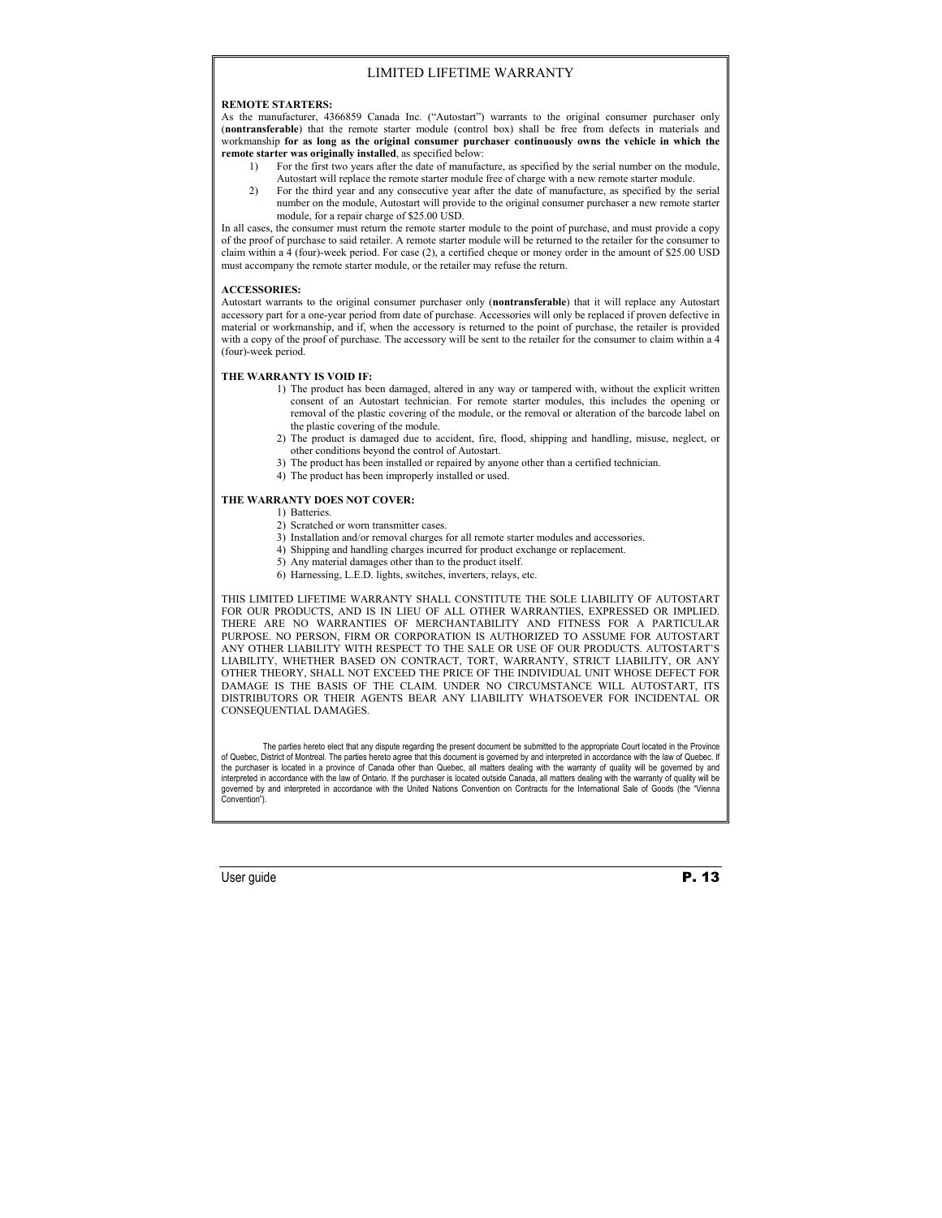# LIMITED LIFETIME WARRANTY

**REMOTE STARTERS:**

As the manufacturer, 4366859 Canada Inc. ("Autostart") warrants to the original consumer purchaser only (**nontransferable**) that the remote starter module (control box) shall be free from defects in materials and workmanship **for as long as the original consumer purchaser continuously owns the vehicle in which the remote starter was originally installed**, as specified below:

1) For the first two years after the date of manufacture, as specified by the serial number on the module, Autostart will replace the remote starter module free of charge with a new remote starter module.
2) For the third year and any consecutive year after the date of manufacture, as specified by the serial number on the module, Autostart will provide to the original consumer purchaser a new remote starter module, for a repair charge of $25.00 USD.

In all cases, the consumer must return the remote starter module to the point of purchase, and must provide a copy of the proof of purchase to said retailer. A remote starter module will be returned to the retailer for the consumer to claim within a 4 (four)-week period. For case (2), a certified cheque or money order in the amount of $25.00 USD must accompany the remote starter module, or the retailer may refuse the return.

**ACCESSORIES:**

Autostart warrants to the original consumer purchaser only (**nontransferable**) that it will replace any Autostart accessory part for a one-year period from date of purchase. Accessories will only be replaced if proven defective in material or workmanship, and if, when the accessory is returned to the point of purchase, the retailer is provided with a copy of the proof of purchase. The accessory will be sent to the retailer for the consumer to claim within a 4 (four)-week period.

**THE WARRANTY IS VOID IF:**

1) The product has been damaged, altered in any way or tampered with, without the explicit written consent of an Autostart technician. For remote starter modules, this includes the opening or removal of the plastic covering of the module, or the removal or alteration of the barcode label on the plastic covering of the module.
2) The product is damaged due to accident, fire, flood, shipping and handling, misuse, neglect, or other conditions beyond the control of Autostart.
3) The product has been installed or repaired by anyone other than a certified technician.
4) The product has been improperly installed or used.

**THE WARRANTY DOES NOT COVER:**

1) Batteries.
2) Scratched or worn transmitter cases.
3) Installation and/or removal charges for all remote starter modules and accessories.
4) Shipping and handling charges incurred for product exchange or replacement.
5) Any material damages other than to the product itself.
6) Harnessing, L.E.D. lights, switches, inverters, relays, etc.

THIS LIMITED LIFETIME WARRANTY SHALL CONSTITUTE THE SOLE LIABILITY OF AUTOSTART FOR OUR PRODUCTS, AND IS IN LIEU OF ALL OTHER WARRANTIES, EXPRESSED OR IMPLIED. THERE ARE NO WARRANTIES OF MERCHANTABILITY AND FITNESS FOR A PARTICULAR PURPOSE. NO PERSON, FIRM OR CORPORATION IS AUTHORIZED TO ASSUME FOR AUTOSTART ANY OTHER LIABILITY WITH RESPECT TO THE SALE OR USE OF OUR PRODUCTS. AUTOSTART'S LIABILITY, WHETHER BASED ON CONTRACT, TORT, WARRANTY, STRICT LIABILITY, OR ANY OTHER THEORY, SHALL NOT EXCEED THE PRICE OF THE INDIVIDUAL UNIT WHOSE DEFECT FOR DAMAGE IS THE BASIS OF THE CLAIM. UNDER NO CIRCUMSTANCE WILL AUTOSTART, ITS DISTRIBUTORS OR THEIR AGENTS BEAR ANY LIABILITY WHATSOEVER FOR INCIDENTAL OR CONSEQUENTIAL DAMAGES.

The parties hereto elect that any dispute regarding the present document be submitted to the appropriate Court located in the Province of Quebec, District of Montreal. The parties hereto agree that this document is governed by and interpreted in accordance with the law of Quebec. If the purchaser is located in a province of Canada other than Quebec, all matters dealing with the warranty of quality will be governed by and interpreted in accordance with the law of Ontario. If the purchaser is located outside Canada, all matters dealing with the warranty of quality will be governed by and interpreted in accordance with the United Nations Convention on Contracts for the International Sale of Goods (the "Vienna Convention").